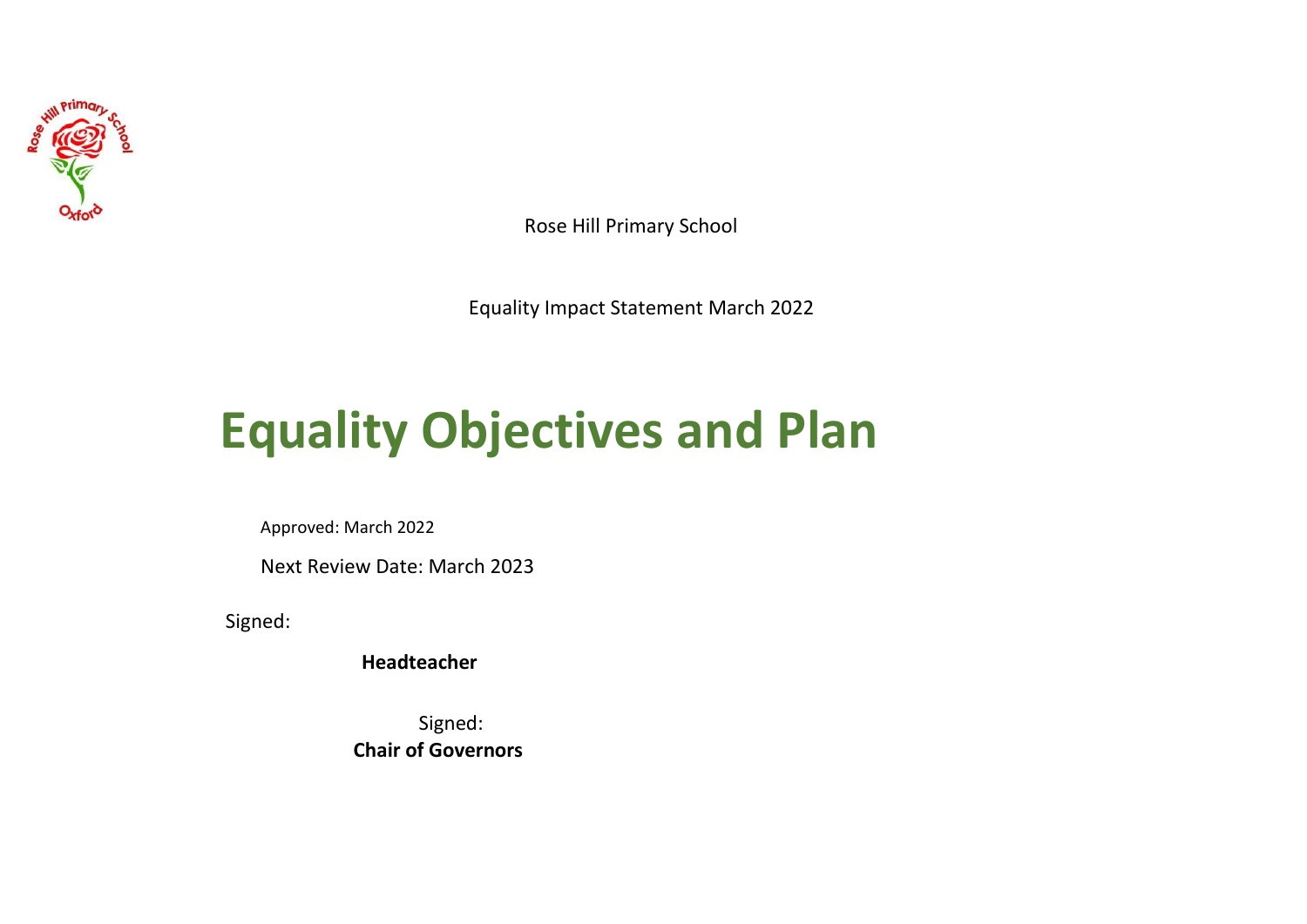Rose Hill Primary School

Equality Impact Statement March 2022

# Equality Objectives and Plan

Approved: March 2022

Next Review Date: March 2023

Signed:

**Headteacher**

Signed:

**Chair of Governors**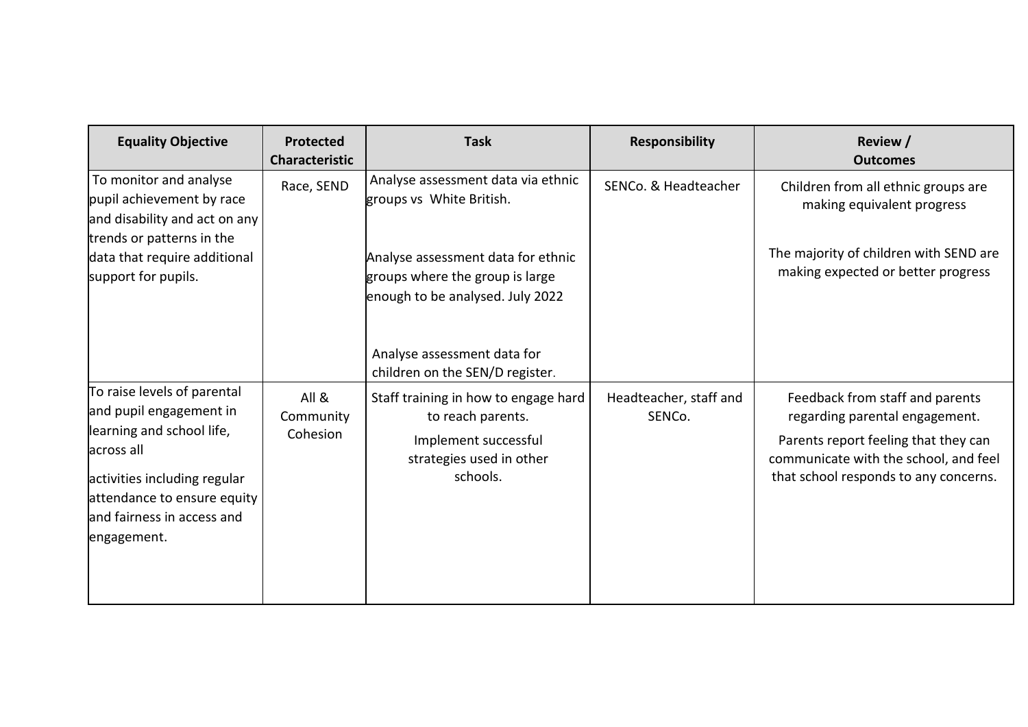| Equality Objective | Protected Characteristic | Task | Responsibility | Review / Outcomes |
|---|---|---|---|---|
| To monitor and analyse pupil achievement by race and disability and act on any trends or patterns in the data that require additional support for pupils. | Race, SEND | Analyse assessment data via ethnic groups vs White British.<br><br>Analyse assessment data for ethnic groups where the group is large enough to be analysed. July 2022<br><br>Analyse assessment data for children on the SEN/D register. | SENCo. & Headteacher | Children from all ethnic groups are making equivalent progress<br><br>The majority of children with SEND are making expected or better progress |
| To raise levels of parental and pupil engagement in learning and school life, across all<br><br>activities including regular attendance to ensure equity and fairness in access and engagement. | All & Community Cohesion | Staff training in how to engage hard to reach parents.<br><br>Implement successful strategies used in other schools. | Headteacher, staff and SENCo. | Feedback from staff and parents regarding parental engagement.<br><br>Parents report feeling that they can communicate with the school, and feel that school responds to any concerns. |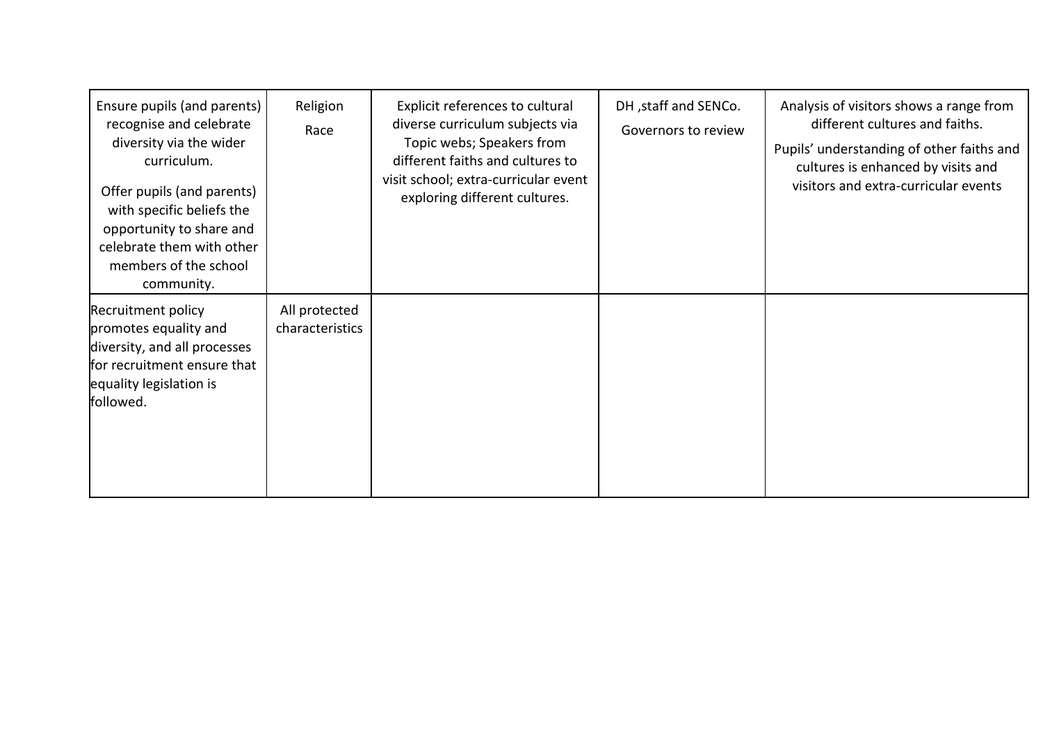| | | | | |
|---|---|---|---|---|
| Ensure pupils (and parents) recognise and celebrate diversity via the wider curriculum.<br><br>Offer pupils (and parents) with specific beliefs the opportunity to share and celebrate them with other members of the school community. | Religion<br><br>Race | Explicit references to cultural diverse curriculum subjects via Topic webs; Speakers from different faiths and cultures to visit school; extra-curricular event exploring different cultures. | DH ,staff and SENCo.<br><br>Governors to review | Analysis of visitors shows a range from different cultures and faiths.<br><br>Pupils' understanding of other faiths and cultures is enhanced by visits and visitors and extra-curricular events |
| Recruitment policy promotes equality and diversity, and all processes for recruitment ensure that equality legislation is followed. | All protected characteristics | | | |